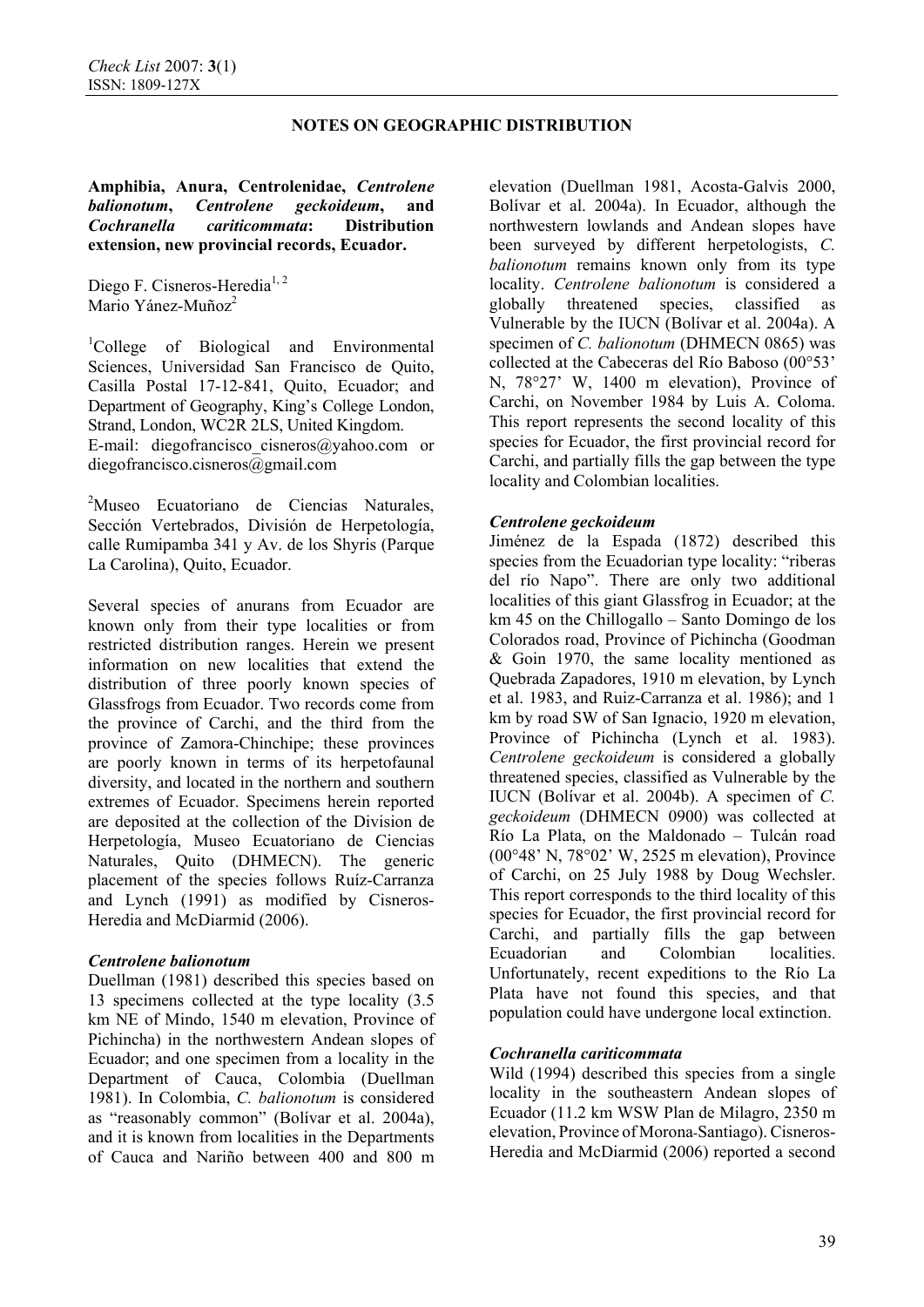**NOTES ON GEOGRAPHIC DISTRIBUTION**

**Amphibia, Anura, Centrolenidae, *Centrolene balionotum*, *Centrolene geckoideum*, and *Cochranella cariticommata*: Distribution extension, new provincial records, Ecuador.**

Diego F. Cisneros-Heredia[1, 2]
Mario Yánez-Muñoz[2]

[1]College of Biological and Environmental Sciences, Universidad San Francisco de Quito, Casilla Postal 17-12-841, Quito, Ecuador; and Department of Geography, King's College London, Strand, London, WC2R 2LS, United Kingdom.
E-mail: diegofrancisco_cisneros@yahoo.com or diegofrancisco.cisneros@gmail.com

[2]Museo Ecuatoriano de Ciencias Naturales, Sección Vertebrados, División de Herpetología, calle Rumipamba 341 y Av. de los Shyris (Parque La Carolina), Quito, Ecuador.

Several species of anurans from Ecuador are known only from their type localities or from restricted distribution ranges. Herein we present information on new localities that extend the distribution of three poorly known species of Glassfrogs from Ecuador. Two records come from the province of Carchi, and the third from the province of Zamora-Chinchipe; these provinces are poorly known in terms of its herpetofaunal diversity, and located in the northern and southern extremes of Ecuador. Specimens herein reported are deposited at the collection of the Division de Herpetología, Museo Ecuatoriano de Ciencias Naturales, Quito (DHMECN). The generic placement of the species follows Ruíz-Carranza and Lynch (1991) as modified by Cisneros-Heredia and McDiarmid (2006).

### *Centrolene balionotum*

Duellman (1981) described this species based on 13 specimens collected at the type locality (3.5 km NE of Mindo, 1540 m elevation, Province of Pichincha) in the northwestern Andean slopes of Ecuador; and one specimen from a locality in the Department of Cauca, Colombia (Duellman 1981). In Colombia, *C. balionotum* is considered as "reasonably common" (Bolívar et al. 2004a), and it is known from localities in the Departments of Cauca and Nariño between 400 and 800 m elevation (Duellman 1981, Acosta-Galvis 2000, Bolívar et al. 2004a). In Ecuador, although the northwestern lowlands and Andean slopes have been surveyed by different herpetologists, *C. balionotum* remains known only from its type locality. *Centrolene balionotum* is considered a globally threatened species, classified as Vulnerable by the IUCN (Bolívar et al. 2004a). A specimen of *C. balionotum* (DHMECN 0865) was collected at the Cabeceras del Río Baboso (00°53' N, 78°27' W, 1400 m elevation), Province of Carchi, on November 1984 by Luis A. Coloma. This report represents the second locality of this species for Ecuador, the first provincial record for Carchi, and partially fills the gap between the type locality and Colombian localities.

### *Centrolene geckoideum*

Jiménez de la Espada (1872) described this species from the Ecuadorian type locality: "riberas del río Napo". There are only two additional localities of this giant Glassfrog in Ecuador; at the km 45 on the Chillogallo – Santo Domingo de los Colorados road, Province of Pichincha (Goodman & Goin 1970, the same locality mentioned as Quebrada Zapadores, 1910 m elevation, by Lynch et al. 1983, and Ruiz-Carranza et al. 1986); and 1 km by road SW of San Ignacio, 1920 m elevation, Province of Pichincha (Lynch et al. 1983). *Centrolene geckoideum* is considered a globally threatened species, classified as Vulnerable by the IUCN (Bolívar et al. 2004b). A specimen of *C. geckoideum* (DHMECN 0900) was collected at Río La Plata, on the Maldonado – Tulcán road (00°48' N, 78°02' W, 2525 m elevation), Province of Carchi, on 25 July 1988 by Doug Wechsler. This report corresponds to the third locality of this species for Ecuador, the first provincial record for Carchi, and partially fills the gap between Ecuadorian and Colombian localities. Unfortunately, recent expeditions to the Río La Plata have not found this species, and that population could have undergone local extinction.

### *Cochranella cariticommata*

Wild (1994) described this species from a single locality in the southeastern Andean slopes of Ecuador (11.2 km WSW Plan de Milagro, 2350 m elevation, Province of Morona-Santiago). Cisneros-Heredia and McDiarmid (2006) reported a second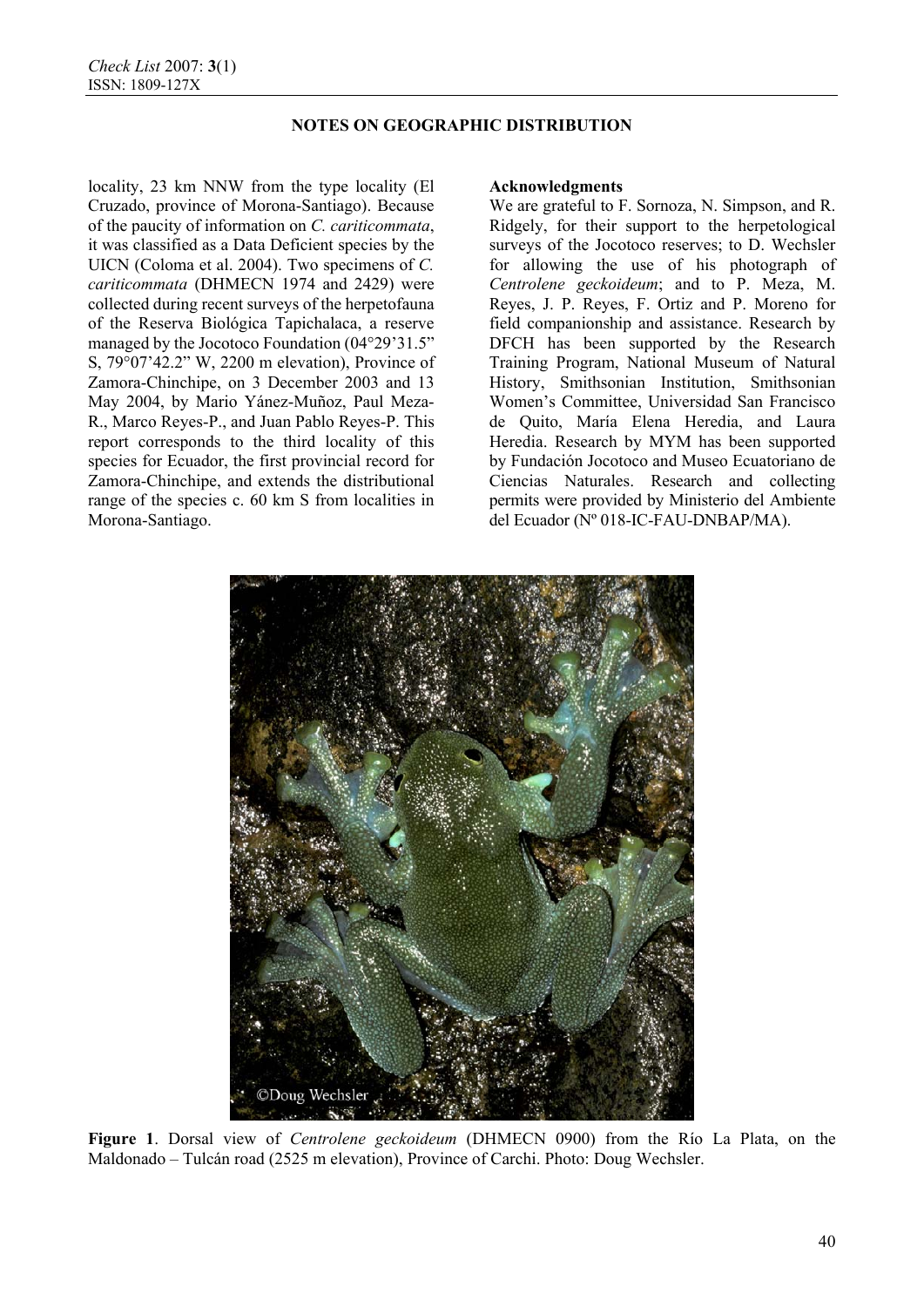locality, 23 km NNW from the type locality (El Cruzado, province of Morona-Santiago). Because of the paucity of information on *C. cariticommata*, it was classified as a Data Deficient species by the UICN (Coloma et al. 2004). Two specimens of *C. cariticommata* (DHMECN 1974 and 2429) were collected during recent surveys of the herpetofauna of the Reserva Biológica Tapichalaca, a reserve managed by the Jocotoco Foundation (04°29'31.5" S, 79°07'42.2" W, 2200 m elevation), Province of Zamora-Chinchipe, on 3 December 2003 and 13 May 2004, by Mario Yánez-Muñoz, Paul Meza-R., Marco Reyes-P., and Juan Pablo Reyes-P. This report corresponds to the third locality of this species for Ecuador, the first provincial record for Zamora-Chinchipe, and extends the distributional range of the species c. 60 km S from localities in Morona-Santiago.

### Acknowledgments

We are grateful to F. Sornoza, N. Simpson, and R. Ridgely, for their support to the herpetological surveys of the Jocotoco reserves; to D. Wechsler for allowing the use of his photograph of *Centrolene geckoideum*; and to P. Meza, M. Reyes, J. P. Reyes, F. Ortiz and P. Moreno for field companionship and assistance. Research by DFCH has been supported by the Research Training Program, National Museum of Natural History, Smithsonian Institution, Smithsonian Women's Committee, Universidad San Francisco de Quito, María Elena Heredia, and Laura Heredia. Research by MYM has been supported by Fundación Jocotoco and Museo Ecuatoriano de Ciencias Naturales. Research and collecting permits were provided by Ministerio del Ambiente del Ecuador (Nº 018-IC-FAU-DNBAP/MA).

**Figure 1**. Dorsal view of *Centrolene geckoideum* (DHMECN 0900) from the Río La Plata, on the Maldonado – Tulcán road (2525 m elevation), Province of Carchi. Photo: Doug Wechsler.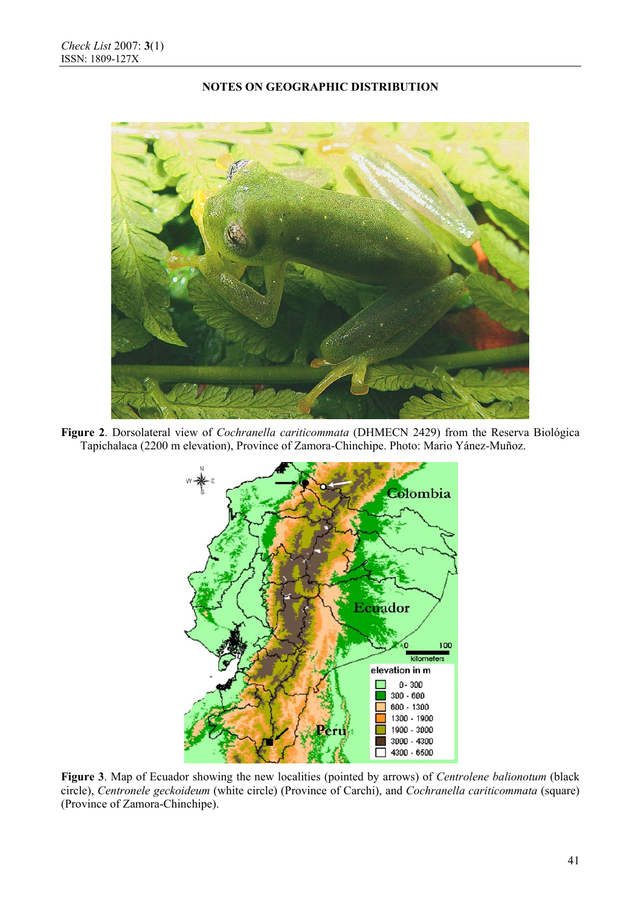NOTES ON GEOGRAPHIC DISTRIBUTION

**Figure 2**. Dorsolateral view of *Cochranella cariticommata* (DHMECN 2429) from the Reserva Biológica Tapichalaca (2200 m elevation), Province of Zamora-Chinchipe. Photo: Mario Yánez-Muñoz.

**Figure 3**. Map of Ecuador showing the new localities (pointed by arrows) of *Centrolene balionotum* (black circle), *Centronele geckoideum* (white circle) (Province of Carchi), and *Cochranella cariticommata* (square) (Province of Zamora-Chinchipe).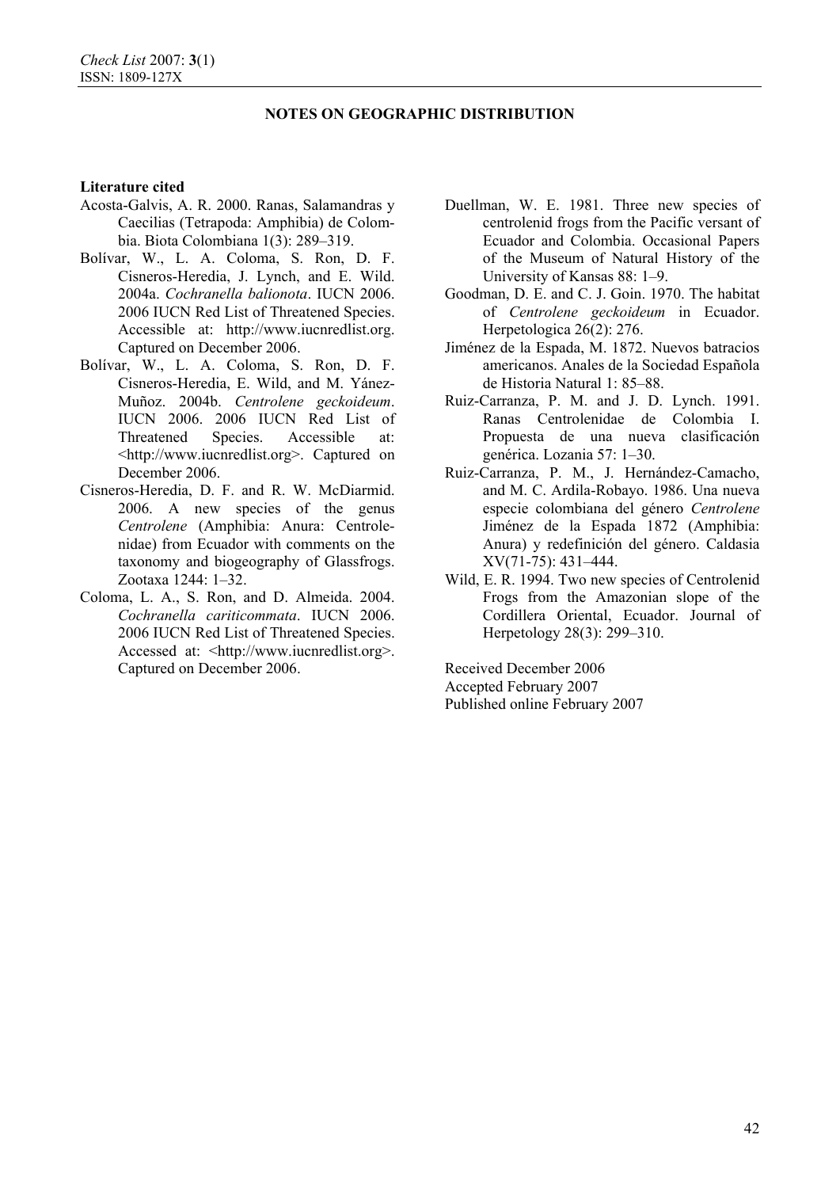## Literature cited

Acosta-Galvis, A. R. 2000. Ranas, Salamandras y Caecilias (Tetrapoda: Amphibia) de Colombia. Biota Colombiana 1(3): 289–319.

Bolívar, W., L. A. Coloma, S. Ron, D. F. Cisneros-Heredia, J. Lynch, and E. Wild. 2004a. *Cochranella balionota*. IUCN 2006. 2006 IUCN Red List of Threatened Species. Accessible at: http://www.iucnredlist.org. Captured on December 2006.

Bolívar, W., L. A. Coloma, S. Ron, D. F. Cisneros-Heredia, E. Wild, and M. Yánez-Muñoz. 2004b. *Centrolene geckoideum*. IUCN 2006. 2006 IUCN Red List of Threatened Species. Accessible at: <http://www.iucnredlist.org>. Captured on December 2006.

Cisneros-Heredia, D. F. and R. W. McDiarmid. 2006. A new species of the genus *Centrolene* (Amphibia: Anura: Centrolenidae) from Ecuador with comments on the taxonomy and biogeography of Glassfrogs. Zootaxa 1244: 1–32.

Coloma, L. A., S. Ron, and D. Almeida. 2004. *Cochranella cariticommata*. IUCN 2006. 2006 IUCN Red List of Threatened Species. Accessed at: <http://www.iucnredlist.org>. Captured on December 2006.

Duellman, W. E. 1981. Three new species of centrolenid frogs from the Pacific versant of Ecuador and Colombia. Occasional Papers of the Museum of Natural History of the University of Kansas 88: 1–9.

Goodman, D. E. and C. J. Goin. 1970. The habitat of *Centrolene geckoideum* in Ecuador. Herpetologica 26(2): 276.

Jiménez de la Espada, M. 1872. Nuevos batracios americanos. Anales de la Sociedad Española de Historia Natural 1: 85–88.

Ruiz-Carranza, P. M. and J. D. Lynch. 1991. Ranas Centrolenidae de Colombia I. Propuesta de una nueva clasificación genérica. Lozania 57: 1–30.

Ruiz-Carranza, P. M., J. Hernández-Camacho, and M. C. Ardila-Robayo. 1986. Una nueva especie colombiana del género *Centrolene* Jiménez de la Espada 1872 (Amphibia: Anura) y redefinición del género. Caldasia XV(71-75): 431–444.

Wild, E. R. 1994. Two new species of Centrolenid Frogs from the Amazonian slope of the Cordillera Oriental, Ecuador. Journal of Herpetology 28(3): 299–310.

Received December 2006
Accepted February 2007
Published online February 2007